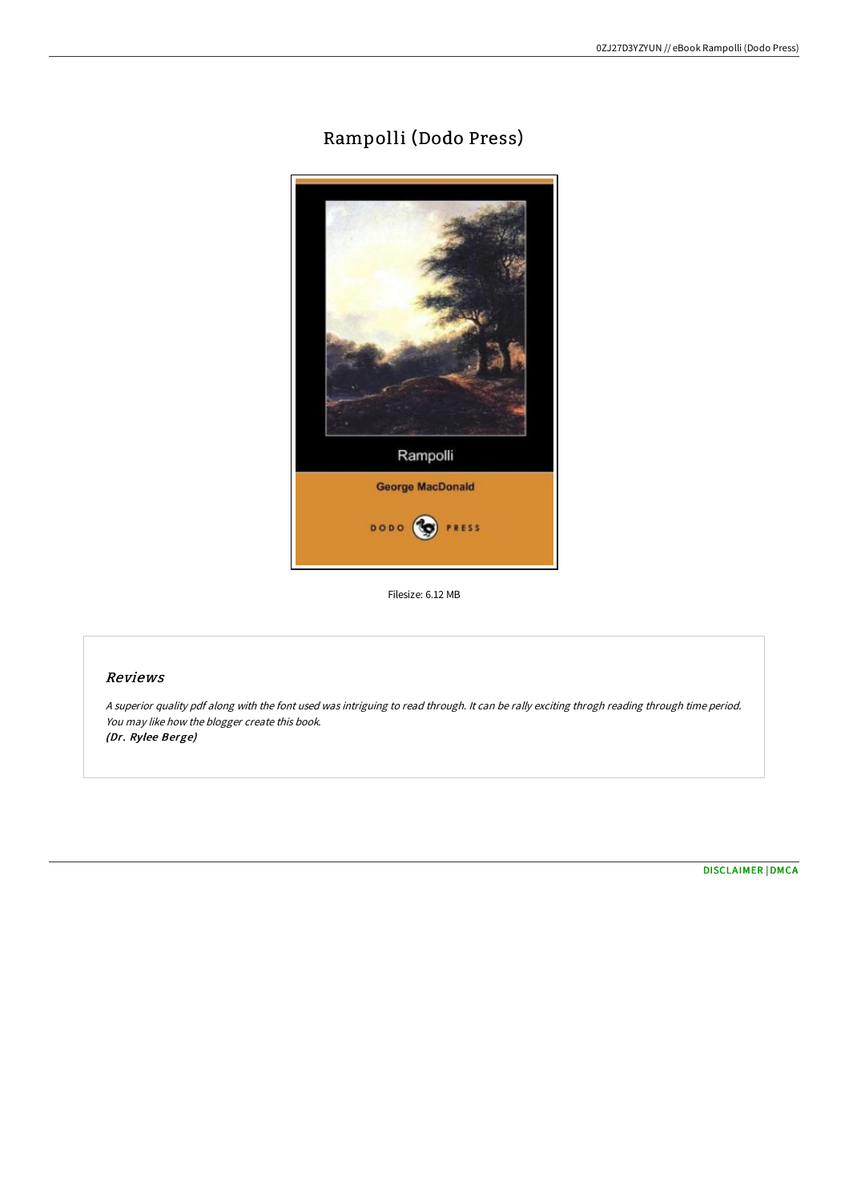# Rampolli (Dodo Press)

Filesize: 6.12 MB

## Reviews

*A superior quality pdf along with the font used was intriguing to read through. It can be rally exciting throgh reading through time period. You may like how the blogger create this book.*
***(Dr. Rylee Berge)***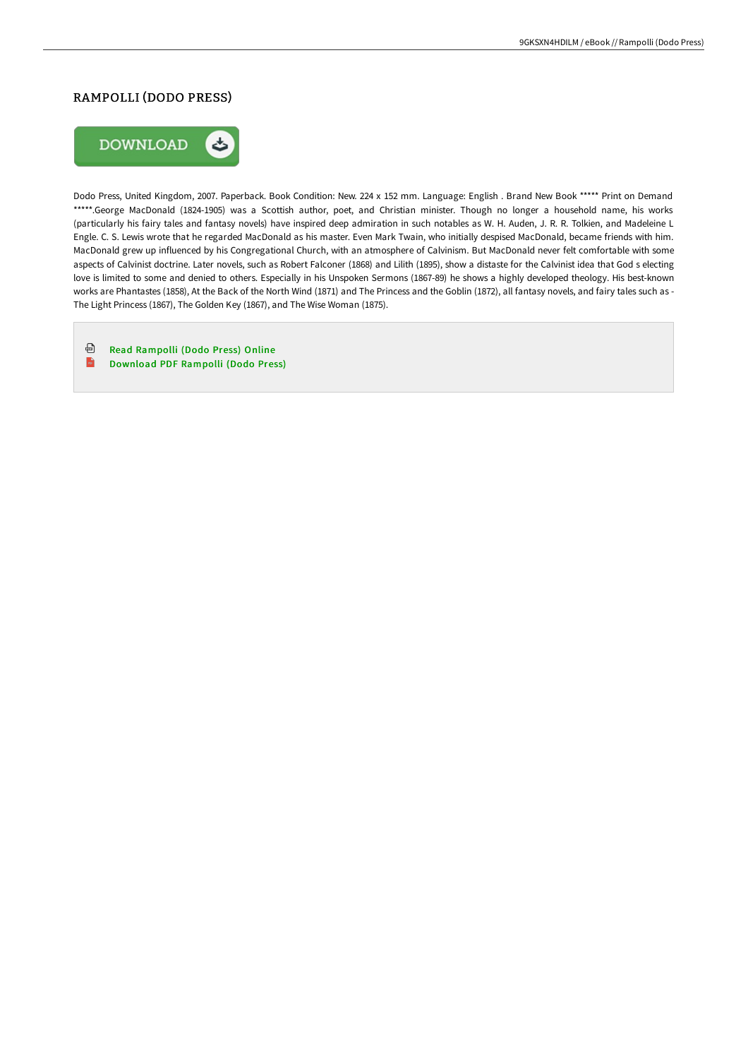# RAMPOLLI (DODO PRESS)

Dodo Press, United Kingdom, 2007. Paperback. Book Condition: New. 224 x 152 mm. Language: English . Brand New Book ***** Print on Demand *****.George MacDonald (1824-1905) was a Scottish author, poet, and Christian minister. Though no longer a household name, his works (particularly his fairy tales and fantasy novels) have inspired deep admiration in such notables as W. H. Auden, J. R. R. Tolkien, and Madeleine L Engle. C. S. Lewis wrote that he regarded MacDonald as his master. Even Mark Twain, who initially despised MacDonald, became friends with him. MacDonald grew up influenced by his Congregational Church, with an atmosphere of Calvinism. But MacDonald never felt comfortable with some aspects of Calvinist doctrine. Later novels, such as Robert Falconer (1868) and Lilith (1895), show a distaste for the Calvinist idea that God s electing love is limited to some and denied to others. Especially in his Unspoken Sermons (1867-89) he shows a highly developed theology. His best-known works are Phantastes (1858), At the Back of the North Wind (1871) and The Princess and the Goblin (1872), all fantasy novels, and fairy tales such as - The Light Princess (1867), The Golden Key (1867), and The Wise Woman (1875).

Read Rampolli (Dodo Press) Online

Download PDF Rampolli (Dodo Press)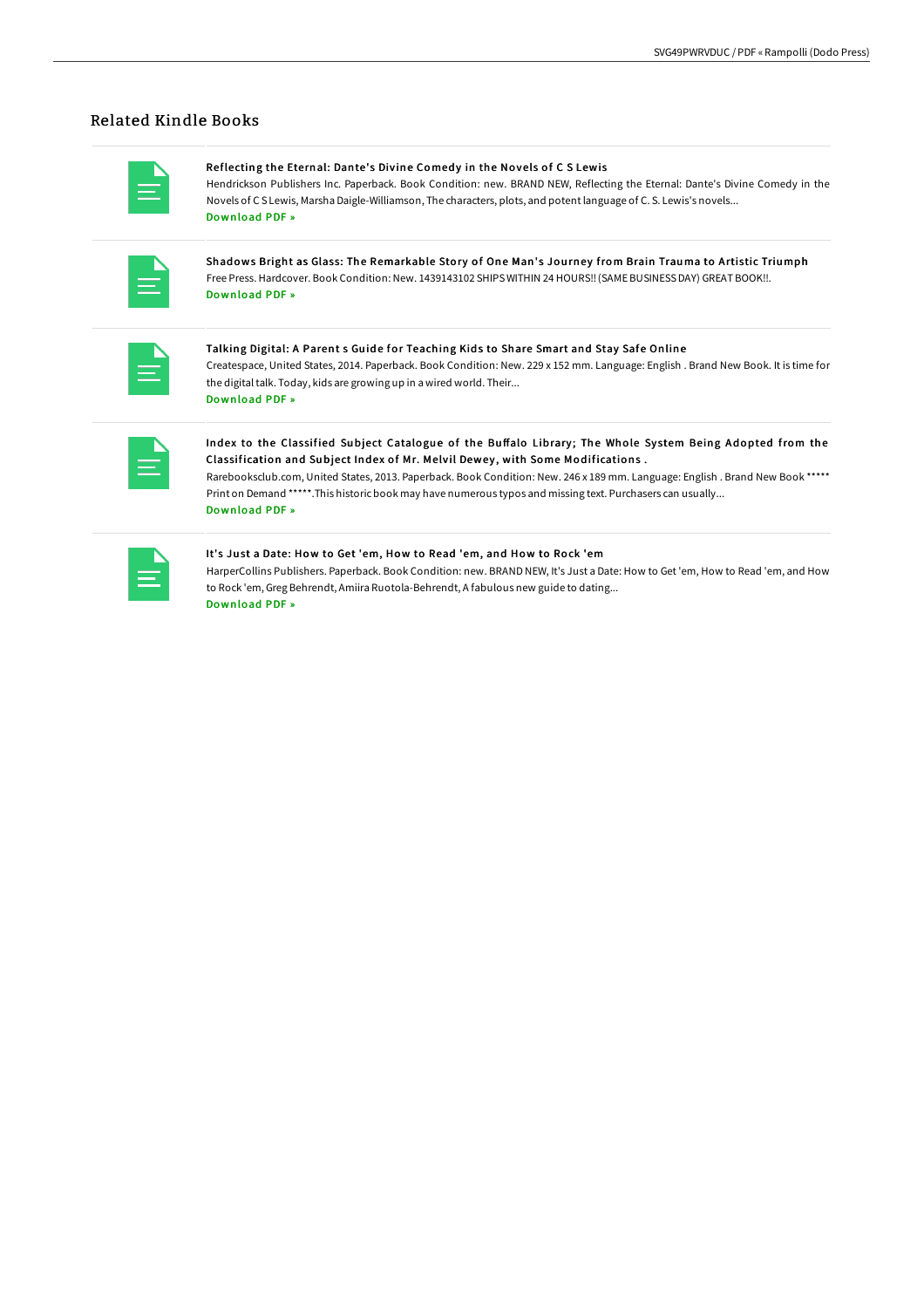## Related Kindle Books

**Reflecting the Eternal: Dante's Divine Comedy in the Novels of C S Lewis**

Hendrickson Publishers Inc. Paperback. Book Condition: new. BRAND NEW, Reflecting the Eternal: Dante's Divine Comedy in the Novels of C S Lewis, Marsha Daigle-Williamson, The characters, plots, and potent language of C. S. Lewis's novels...

Download PDF »

**Shadows Bright as Glass: The Remarkable Story of One Man's Journey from Brain Trauma to Artistic Triumph**

Free Press. Hardcover. Book Condition: New. 1439143102 SHIPS WITHIN 24 HOURS!! (SAME BUSINESS DAY) GREAT BOOK!!.

Download PDF »

**Talking Digital: A Parent s Guide for Teaching Kids to Share Smart and Stay Safe Online**

Createspace, United States, 2014. Paperback. Book Condition: New. 229 x 152 mm. Language: English . Brand New Book. It is time for the digital talk. Today, kids are growing up in a wired world. Their...

Download PDF »

**Index to the Classified Subject Catalogue of the Buffalo Library; The Whole System Being Adopted from the Classification and Subject Index of Mr. Melvil Dewey, with Some Modifications .**

Rarebooksclub.com, United States, 2013. Paperback. Book Condition: New. 246 x 189 mm. Language: English . Brand New Book ***** Print on Demand *****.This historic book may have numerous typos and missing text. Purchasers can usually...

Download PDF »

**It's Just a Date: How to Get 'em, How to Read 'em, and How to Rock 'em**

HarperCollins Publishers. Paperback. Book Condition: new. BRAND NEW, It's Just a Date: How to Get 'em, How to Read 'em, and How to Rock 'em, Greg Behrendt, Amiira Ruotola-Behrendt, A fabulous new guide to dating...

Download PDF »